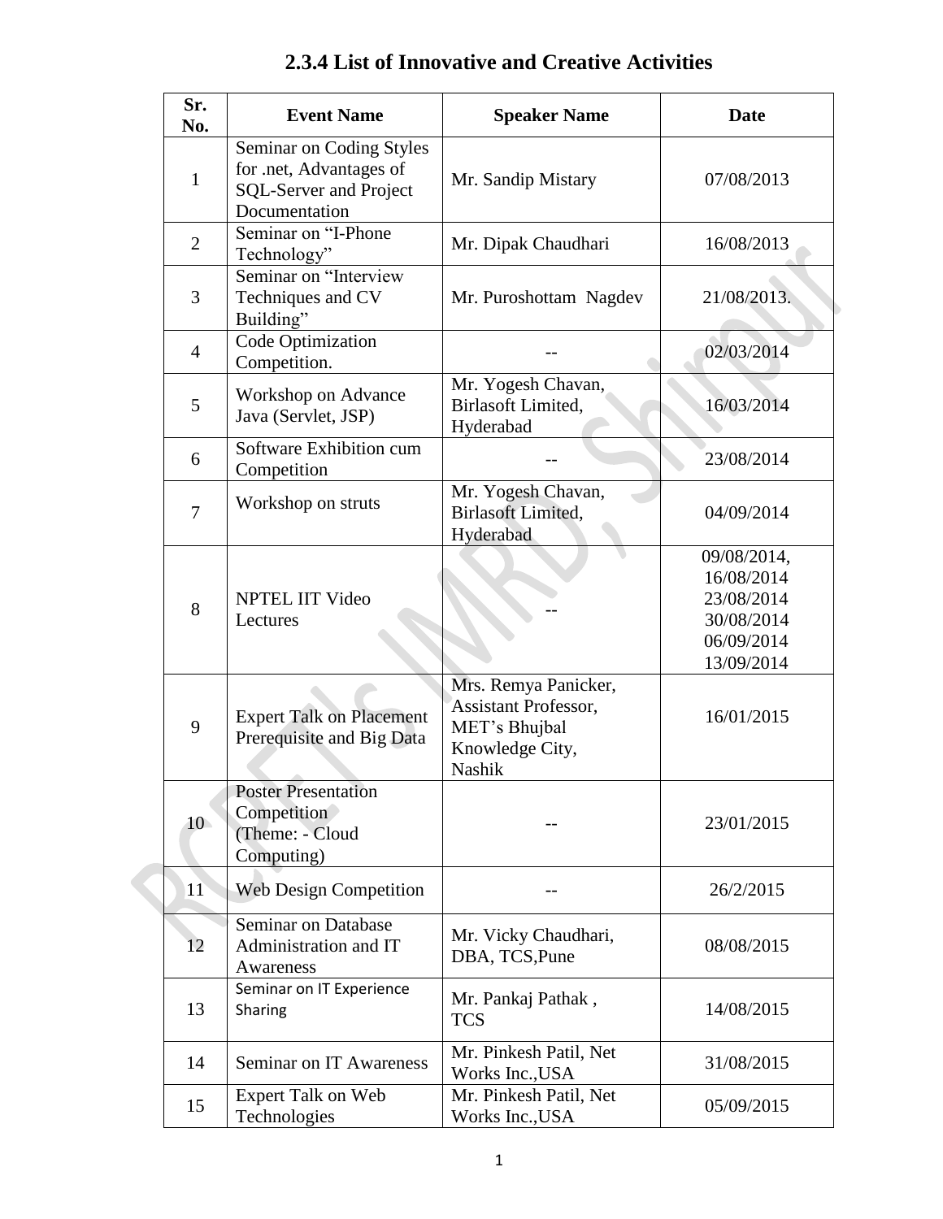## 2.3.4 List of Innovative and Creative Activities

| Sr. No. | Event Name | Speaker Name | Date |
|---|---|---|---|
| 1 | Seminar on Coding Styles for .net, Advantages of SQL-Server and Project Documentation | Mr. Sandip Mistary | 07/08/2013 |
| 2 | Seminar on "I-Phone Technology" | Mr. Dipak Chaudhari | 16/08/2013 |
| 3 | Seminar on "Interview Techniques and CV Building" | Mr. Puroshottam Nagdev | 21/08/2013. |
| 4 | Code Optimization Competition. | -- | 02/03/2014 |
| 5 | Workshop on Advance Java (Servlet, JSP) | Mr. Yogesh Chavan, Birlasoft Limited, Hyderabad | 16/03/2014 |
| 6 | Software Exhibition cum Competition | -- | 23/08/2014 |
| 7 | Workshop on struts | Mr. Yogesh Chavan, Birlasoft Limited, Hyderabad | 04/09/2014 |
| 8 | NPTEL IIT Video Lectures | -- | 09/08/2014, 16/08/2014 23/08/2014 30/08/2014 06/09/2014 13/09/2014 |
| 9 | Expert Talk on Placement Prerequisite and Big Data | Mrs. Remya Panicker, Assistant Professor, MET's Bhujbal Knowledge City, Nashik | 16/01/2015 |
| 10 | Poster Presentation Competition (Theme: - Cloud Computing) | -- | 23/01/2015 |
| 11 | Web Design Competition | -- | 26/2/2015 |
| 12 | Seminar on Database Administration and IT Awareness | Mr. Vicky Chaudhari, DBA, TCS,Pune | 08/08/2015 |
| 13 | Seminar on IT Experience Sharing | Mr. Pankaj Pathak , TCS | 14/08/2015 |
| 14 | Seminar on IT Awareness | Mr. Pinkesh Patil, Net Works Inc.,USA | 31/08/2015 |
| 15 | Expert Talk on Web Technologies | Mr. Pinkesh Patil, Net Works Inc.,USA | 05/09/2015 |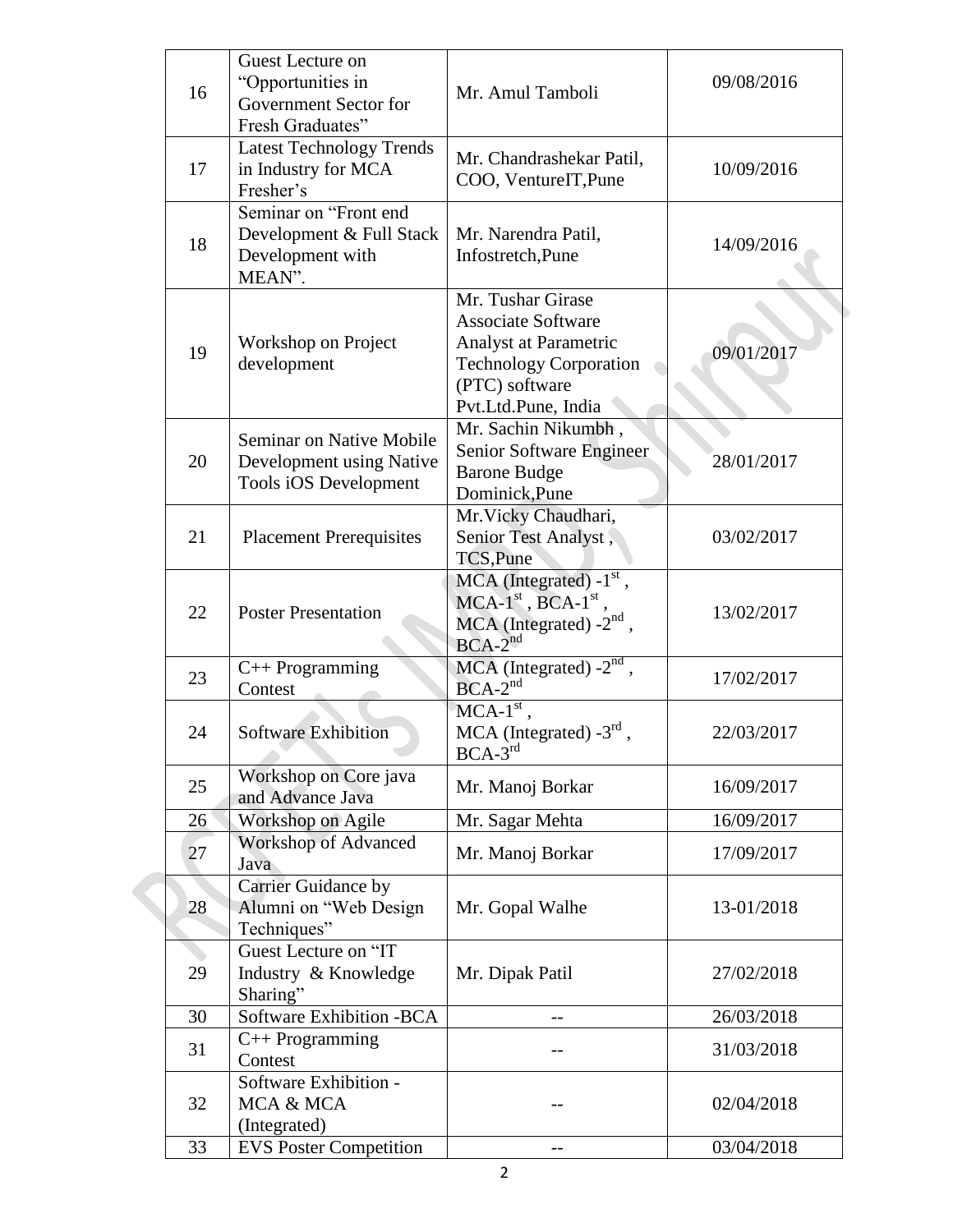| 16 | Guest Lecture on "Opportunities in Government Sector for Fresh Graduates" | Mr. Amul Tamboli | 09/08/2016 |
|---|---|---|---|
| 17 | Latest Technology Trends in Industry for MCA Fresher's | Mr. Chandrashekar Patil, COO, VentureIT,Pune | 10/09/2016 |
| 18 | Seminar on "Front end Development & Full Stack Development with MEAN". | Mr. Narendra Patil, Infostretch,Pune | 14/09/2016 |
| 19 | Workshop on Project development | Mr. Tushar Girase Associate Software Analyst at Parametric Technology Corporation (PTC) software Pvt.Ltd.Pune, India | 09/01/2017 |
| 20 | Seminar on Native Mobile Development using Native Tools iOS Development | Mr. Sachin Nikumbh , Senior Software Engineer Barone Budge Dominick,Pune | 28/01/2017 |
| 21 | Placement Prerequisites | Mr.Vicky Chaudhari, Senior Test Analyst , TCS,Pune | 03/02/2017 |
| 22 | Poster Presentation | MCA (Integrated) -1st , MCA-1st , BCA-1st , MCA (Integrated) -2nd , BCA-2nd | 13/02/2017 |
| 23 | C++ Programming Contest | MCA (Integrated) -2nd , BCA-2nd | 17/02/2017 |
| 24 | Software Exhibition | MCA-1st , MCA (Integrated) -3rd , BCA-3rd | 22/03/2017 |
| 25 | Workshop on Core java and Advance Java | Mr. Manoj Borkar | 16/09/2017 |
| 26 | Workshop on Agile | Mr. Sagar Mehta | 16/09/2017 |
| 27 | Workshop of Advanced Java | Mr. Manoj Borkar | 17/09/2017 |
| 28 | Carrier Guidance by Alumni on "Web Design Techniques" | Mr. Gopal Walhe | 13-01/2018 |
| 29 | Guest Lecture on "IT Industry & Knowledge Sharing" | Mr. Dipak Patil | 27/02/2018 |
| 30 | Software Exhibition -BCA | -- | 26/03/2018 |
| 31 | C++ Programming Contest | -- | 31/03/2018 |
| 32 | Software Exhibition - MCA & MCA (Integrated) | -- | 02/04/2018 |
| 33 | EVS Poster Competition | -- | 03/04/2018 |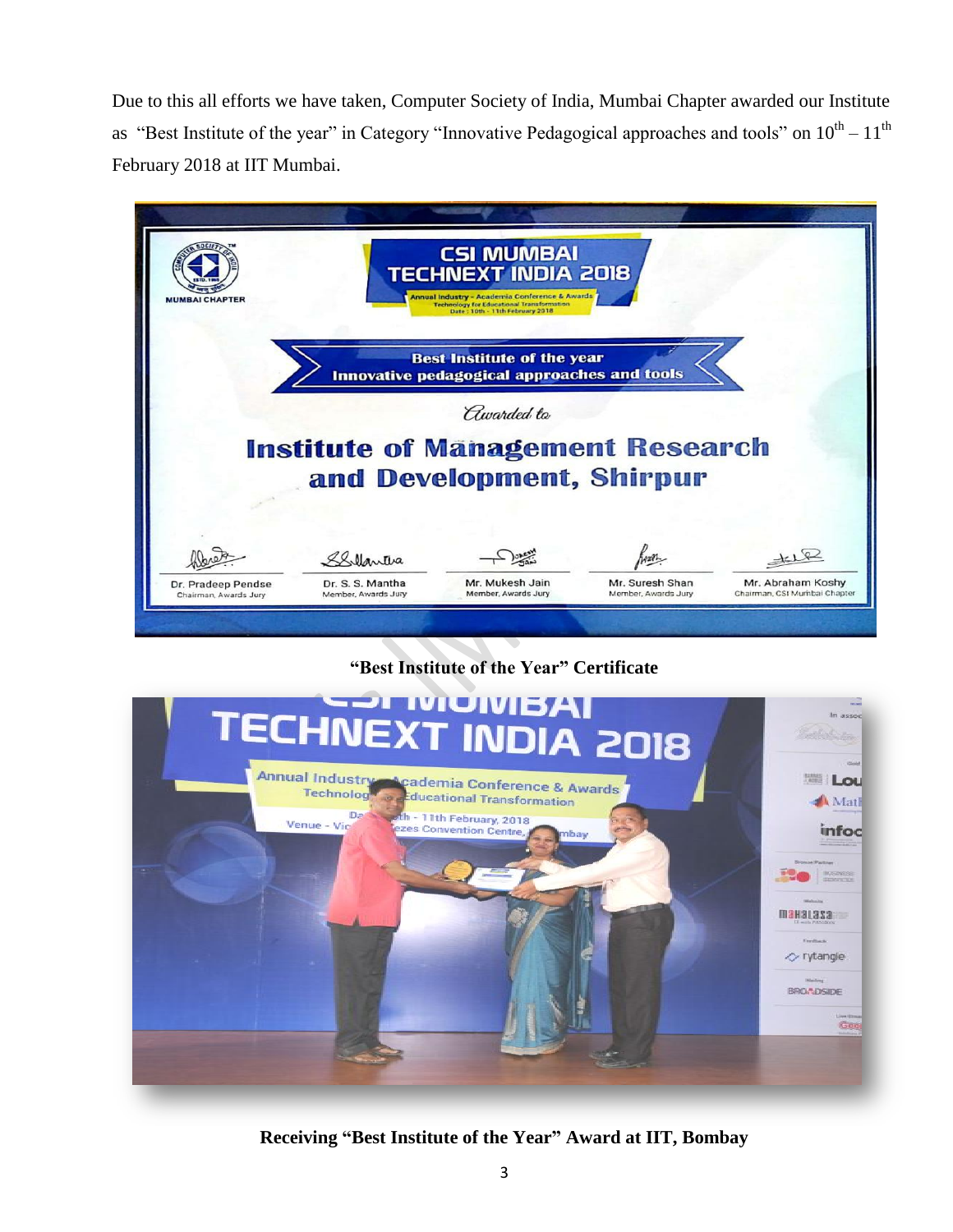Due to this all efforts we have taken, Computer Society of India, Mumbai Chapter awarded our Institute as "Best Institute of the year" in Category "Innovative Pedagogical approaches and tools" on 10th – 11th February 2018 at IIT Mumbai.

**"Best Institute of the Year" Certificate**

**Receiving "Best Institute of the Year" Award at IIT, Bombay**